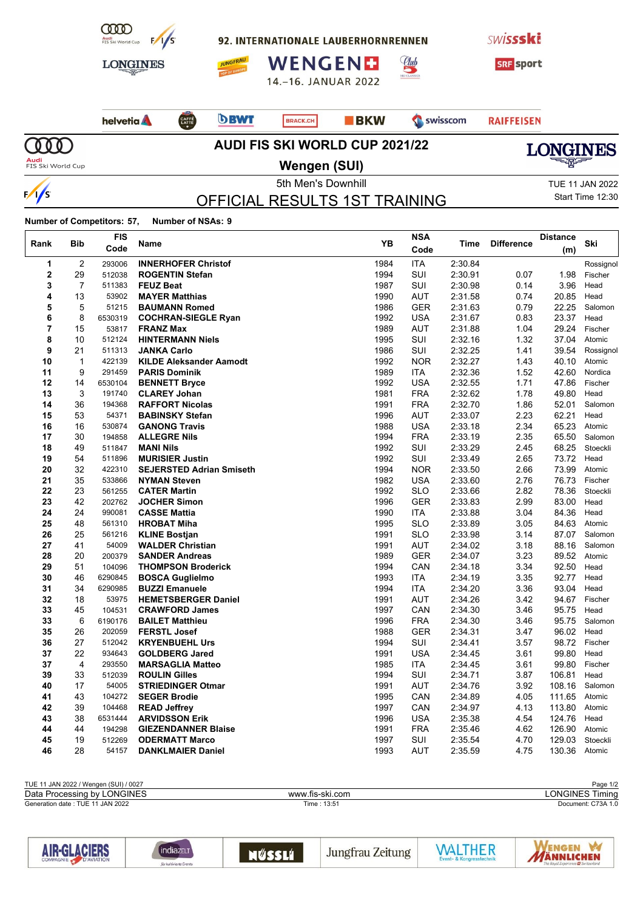92. INTERNATIONALE LAUBERHORNRENNEN

WENGEN 14.–16. JANUAR 2022

# AUDI FIS SKI WORLD CUP 2021/22

## Wengen (SUI)

5th Men's Downhill

TUE 11 JAN 2022

Start Time 12:30

## OFFICIAL RESULTS 1ST TRAINING

**Number of Competitors: 57, Number of NSAs: 9**

| Rank | Bib | FIS Code | Name | YB | NSA Code | Time | Difference | Distance (m) | Ski |
|---|---|---|---|---|---|---|---|---|---|
| 1 | 2 | 293006 | **INNERHOFER Christof** | 1984 | ITA | 2:30.84 | | | Rossignol |
| 2 | 29 | 512038 | **ROGENTIN Stefan** | 1994 | SUI | 2:30.91 | 0.07 | 1.98 | Fischer |
| 3 | 7 | 511383 | **FEUZ Beat** | 1987 | SUI | 2:30.98 | 0.14 | 3.96 | Head |
| 4 | 13 | 53902 | **MAYER Matthias** | 1990 | AUT | 2:31.58 | 0.74 | 20.85 | Head |
| 5 | 5 | 51215 | **BAUMANN Romed** | 1986 | GER | 2:31.63 | 0.79 | 22.25 | Salomon |
| 6 | 8 | 6530319 | **COCHRAN-SIEGLE Ryan** | 1992 | USA | 2:31.67 | 0.83 | 23.37 | Head |
| 7 | 15 | 53817 | **FRANZ Max** | 1989 | AUT | 2:31.88 | 1.04 | 29.24 | Fischer |
| 8 | 10 | 512124 | **HINTERMANN Niels** | 1995 | SUI | 2:32.16 | 1.32 | 37.04 | Atomic |
| 9 | 21 | 511313 | **JANKA Carlo** | 1986 | SUI | 2:32.25 | 1.41 | 39.54 | Rossignol |
| 10 | 1 | 422139 | **KILDE Aleksander Aamodt** | 1992 | NOR | 2:32.27 | 1.43 | 40.10 | Atomic |
| 11 | 9 | 291459 | **PARIS Dominik** | 1989 | ITA | 2:32.36 | 1.52 | 42.60 | Nordica |
| 12 | 14 | 6530104 | **BENNETT Bryce** | 1992 | USA | 2:32.55 | 1.71 | 47.86 | Fischer |
| 13 | 3 | 191740 | **CLAREY Johan** | 1981 | FRA | 2:32.62 | 1.78 | 49.80 | Head |
| 14 | 36 | 194368 | **RAFFORT Nicolas** | 1991 | FRA | 2:32.70 | 1.86 | 52.01 | Salomon |
| 15 | 53 | 54371 | **BABINSKY Stefan** | 1996 | AUT | 2:33.07 | 2.23 | 62.21 | Head |
| 16 | 16 | 530874 | **GANONG Travis** | 1988 | USA | 2:33.18 | 2.34 | 65.23 | Atomic |
| 17 | 30 | 194858 | **ALLEGRE Nils** | 1994 | FRA | 2:33.19 | 2.35 | 65.50 | Salomon |
| 18 | 49 | 511847 | **MANI Nils** | 1992 | SUI | 2:33.29 | 2.45 | 68.25 | Stoeckli |
| 19 | 54 | 511896 | **MURISIER Justin** | 1992 | SUI | 2:33.49 | 2.65 | 73.72 | Head |
| 20 | 32 | 422310 | **SEJERSTED Adrian Smiseth** | 1994 | NOR | 2:33.50 | 2.66 | 73.99 | Atomic |
| 21 | 35 | 533866 | **NYMAN Steven** | 1982 | USA | 2:33.60 | 2.76 | 76.73 | Fischer |
| 22 | 23 | 561255 | **CATER Martin** | 1992 | SLO | 2:33.66 | 2.82 | 78.36 | Stoeckli |
| 23 | 42 | 202762 | **JOCHER Simon** | 1996 | GER | 2:33.83 | 2.99 | 83.00 | Head |
| 24 | 24 | 990081 | **CASSE Mattia** | 1990 | ITA | 2:33.88 | 3.04 | 84.36 | Head |
| 25 | 48 | 561310 | **HROBAT Miha** | 1995 | SLO | 2:33.89 | 3.05 | 84.63 | Atomic |
| 26 | 25 | 561216 | **KLINE Bostjan** | 1991 | SLO | 2:33.98 | 3.14 | 87.07 | Salomon |
| 27 | 41 | 54009 | **WALDER Christian** | 1991 | AUT | 2:34.02 | 3.18 | 88.16 | Salomon |
| 28 | 20 | 200379 | **SANDER Andreas** | 1989 | GER | 2:34.07 | 3.23 | 89.52 | Atomic |
| 29 | 51 | 104096 | **THOMPSON Broderick** | 1994 | CAN | 2:34.18 | 3.34 | 92.50 | Head |
| 30 | 46 | 6290845 | **BOSCA Guglielmo** | 1993 | ITA | 2:34.19 | 3.35 | 92.77 | Head |
| 31 | 34 | 6290985 | **BUZZI Emanuele** | 1994 | ITA | 2:34.20 | 3.36 | 93.04 | Head |
| 32 | 18 | 53975 | **HEMETSBERGER Daniel** | 1991 | AUT | 2:34.26 | 3.42 | 94.67 | Fischer |
| 33 | 45 | 104531 | **CRAWFORD James** | 1997 | CAN | 2:34.30 | 3.46 | 95.75 | Head |
| 33 | 6 | 6190176 | **BAILET Matthieu** | 1996 | FRA | 2:34.30 | 3.46 | 95.75 | Salomon |
| 35 | 26 | 202059 | **FERSTL Josef** | 1988 | GER | 2:34.31 | 3.47 | 96.02 | Head |
| 36 | 27 | 512042 | **KRYENBUEHL Urs** | 1994 | SUI | 2:34.41 | 3.57 | 98.72 | Fischer |
| 37 | 22 | 934643 | **GOLDBERG Jared** | 1991 | USA | 2:34.45 | 3.61 | 99.80 | Head |
| 37 | 4 | 293550 | **MARSAGLIA Matteo** | 1985 | ITA | 2:34.45 | 3.61 | 99.80 | Fischer |
| 39 | 33 | 512039 | **ROULIN Gilles** | 1994 | SUI | 2:34.71 | 3.87 | 106.81 | Head |
| 40 | 17 | 54005 | **STRIEDINGER Otmar** | 1991 | AUT | 2:34.76 | 3.92 | 108.16 | Salomon |
| 41 | 43 | 104272 | **SEGER Brodie** | 1995 | CAN | 2:34.89 | 4.05 | 111.65 | Atomic |
| 42 | 39 | 104468 | **READ Jeffrey** | 1997 | CAN | 2:34.97 | 4.13 | 113.80 | Atomic |
| 43 | 38 | 6531444 | **ARVIDSSON Erik** | 1996 | USA | 2:35.38 | 4.54 | 124.76 | Head |
| 44 | 44 | 194298 | **GIEZENDANNER Blaise** | 1991 | FRA | 2:35.46 | 4.62 | 126.90 | Atomic |
| 45 | 19 | 512269 | **ODERMATT Marco** | 1997 | SUI | 2:35.54 | 4.70 | 129.03 | Stoeckli |
| 46 | 28 | 54157 | **DANKLMAIER Daniel** | 1993 | AUT | 2:35.59 | 4.75 | 130.36 | Atomic |

TUE 11 JAN 2022 / Wengen (SUI) / 0027

Data Processing by LONGINES — www.fis-ski.com — LONGINES Timing

Generation date : TUE 11 JAN 2022 — Time : 13:51 — Document: C73A 1.0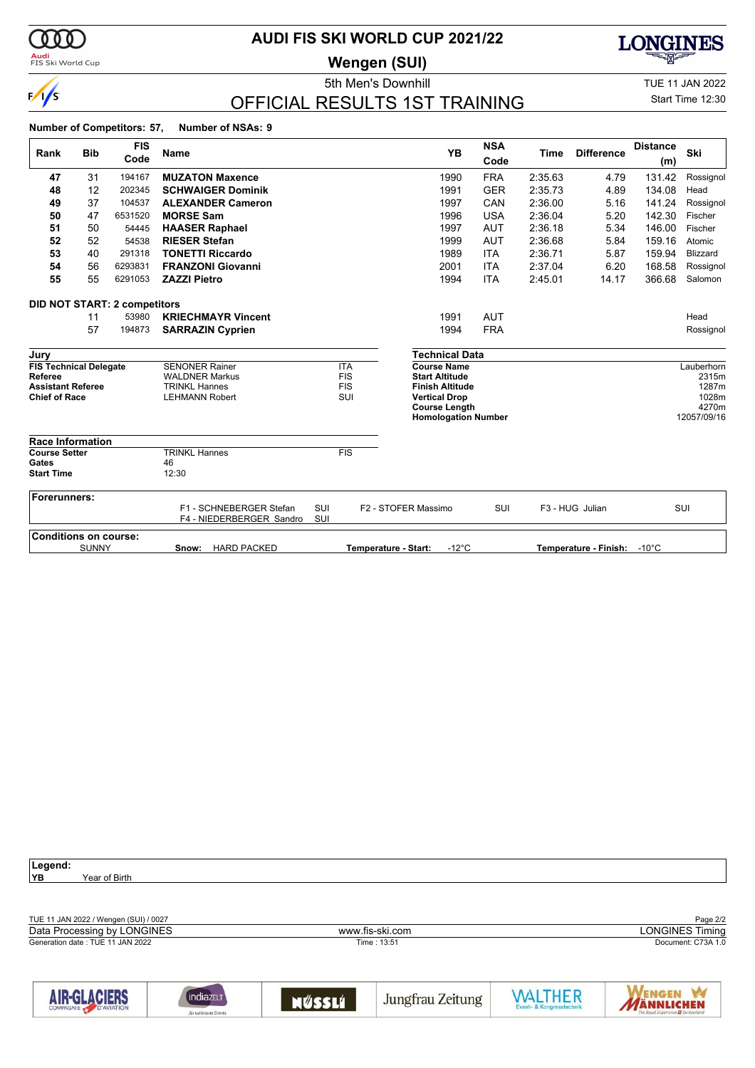# AUDI FIS SKI WORLD CUP 2021/22

## Wengen (SUI)

5th Men's Downhill

TUE 11 JAN 2022

# OFFICIAL RESULTS 1ST TRAINING

Start Time 12:30

**Number of Competitors: 57, Number of NSAs: 9**

| Rank | Bib | FIS Code | Name | YB | NSA Code | Time | Difference | Distance (m) | Ski |
|---|---|---|---|---|---|---|---|---|---|
| 47 | 31 | 194167 | **MUZATON Maxence** | 1990 | FRA | 2:35.63 | 4.79 | 131.42 | Rossignol |
| 48 | 12 | 202345 | **SCHWAIGER Dominik** | 1991 | GER | 2:35.73 | 4.89 | 134.08 | Head |
| 49 | 37 | 104537 | **ALEXANDER Cameron** | 1997 | CAN | 2:36.00 | 5.16 | 141.24 | Rossignol |
| 50 | 47 | 6531520 | **MORSE Sam** | 1996 | USA | 2:36.04 | 5.20 | 142.30 | Fischer |
| 51 | 50 | 54445 | **HAASER Raphael** | 1997 | AUT | 2:36.18 | 5.34 | 146.00 | Fischer |
| 52 | 52 | 54538 | **RIESER Stefan** | 1999 | AUT | 2:36.68 | 5.84 | 159.16 | Atomic |
| 53 | 40 | 291318 | **TONETTI Riccardo** | 1989 | ITA | 2:36.71 | 5.87 | 159.94 | Blizzard |
| 54 | 56 | 6293831 | **FRANZONI Giovanni** | 2001 | ITA | 2:37.04 | 6.20 | 168.58 | Rossignol |
| 55 | 55 | 6291053 | **ZAZZI Pietro** | 1994 | ITA | 2:45.01 | 14.17 | 366.68 | Salomon |

**DID NOT START: 2 competitors**

| Rank | Bib | FIS Code | Name | YB | NSA Code | Time | Difference | Distance (m) | Ski |
|---|---|---|---|---|---|---|---|---|---|
| | 11 | 53980 | **KRIECHMAYR Vincent** | 1991 | AUT | | | | Head |
| | 57 | 194873 | **SARRAZIN Cyprien** | 1994 | FRA | | | | Rossignol |

**Jury**

| | | |
|---|---|---|
| **FIS Technical Delegate** | SENONER Rainer | ITA |
| **Referee** | WALDNER Markus | FIS |
| **Assistant Referee** | TRINKL Hannes | FIS |
| **Chief of Race** | LEHMANN Robert | SUI |

**Technical Data**

| | |
|---|---|
| **Course Name** | Lauberhorn |
| **Start Altitude** | 2315m |
| **Finish Altitude** | 1287m |
| **Vertical Drop** | 1028m |
| **Course Length** | 4270m |
| **Homologation Number** | 12057/09/16 |

**Race Information**

| | | |
|---|---|---|
| **Course Setter** | TRINKL Hannes | FIS |
| **Gates** | 46 | |
| **Start Time** | 12:30 | |

**Forerunners:**

F1 - SCHNEBERGER Stefan SUI; F2 - STOFER Massimo SUI; F3 - HUG Julian SUI; F4 - NIEDERBERGER Sandro SUI

**Conditions on course:**

SUNNY; **Snow:** HARD PACKED; **Temperature - Start:** -12°C; **Temperature - Finish:** -10°C

**Legend:**

**YB** Year of Birth

TUE 11 JAN 2022 / Wengen (SUI) / 0027

Data Processing by LONGINES — www.fis-ski.com — LONGINES Timing

Generation date : TUE 11 JAN 2022 — Time : 13:51 — Document: C73A 1.0